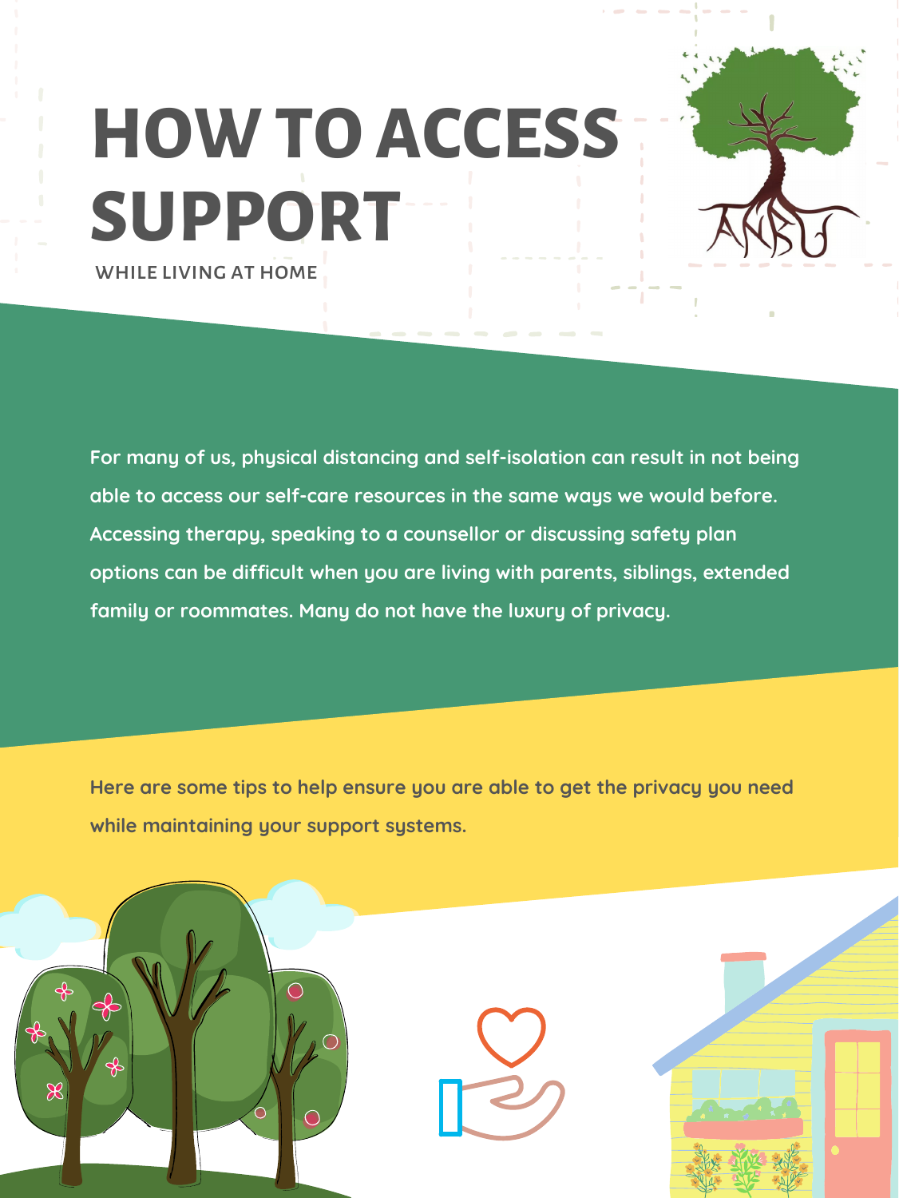# HOW TO ACCESS SUPPORT

WHILE LIVING AT HOME

For many of us, physical distancing and self-isolation can result in not being able to access our self-care resources in the same ways we would before. Accessing therapy, speaking to a counsellor or discussing safety plan options can be difficult when you are living with parents, siblings, extended family or roommates. Many do not have the luxury of privacy.

Here are some tips to help ensure you are able to get the privacy you need while maintaining your support systems.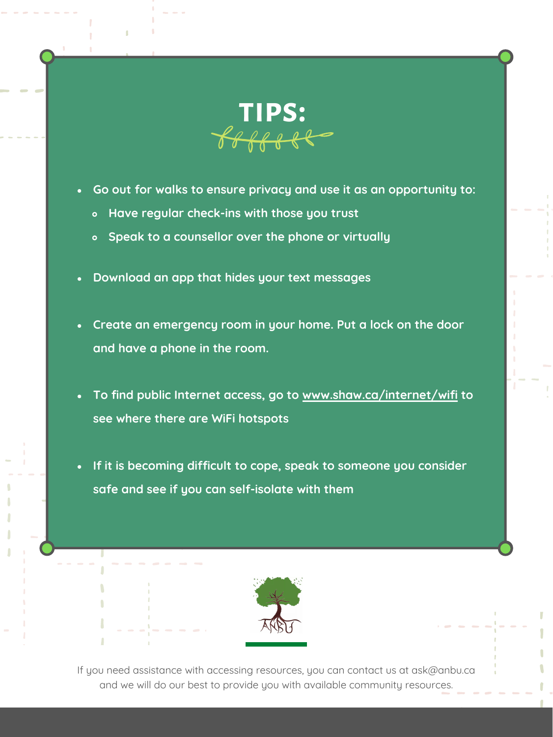# TIPS:

- Go out for walks to ensure privacy and use it as an opportunity to:
  - Have regular check-ins with those you trust
  - Speak to a counsellor over the phone or virtually
- Download an app that hides your text messages
- Create an emergency room in your home. Put a lock on the door and have a phone in the room.
- To find public Internet access, go to www.shaw.ca/internet/wifi to see where there are WiFi hotspots
- If it is becoming difficult to cope, speak to someone you consider safe and see if you can self-isolate with them

If you need assistance with accessing resources, you can contact us at ask@anbu.ca and we will do our best to provide you with available community resources.